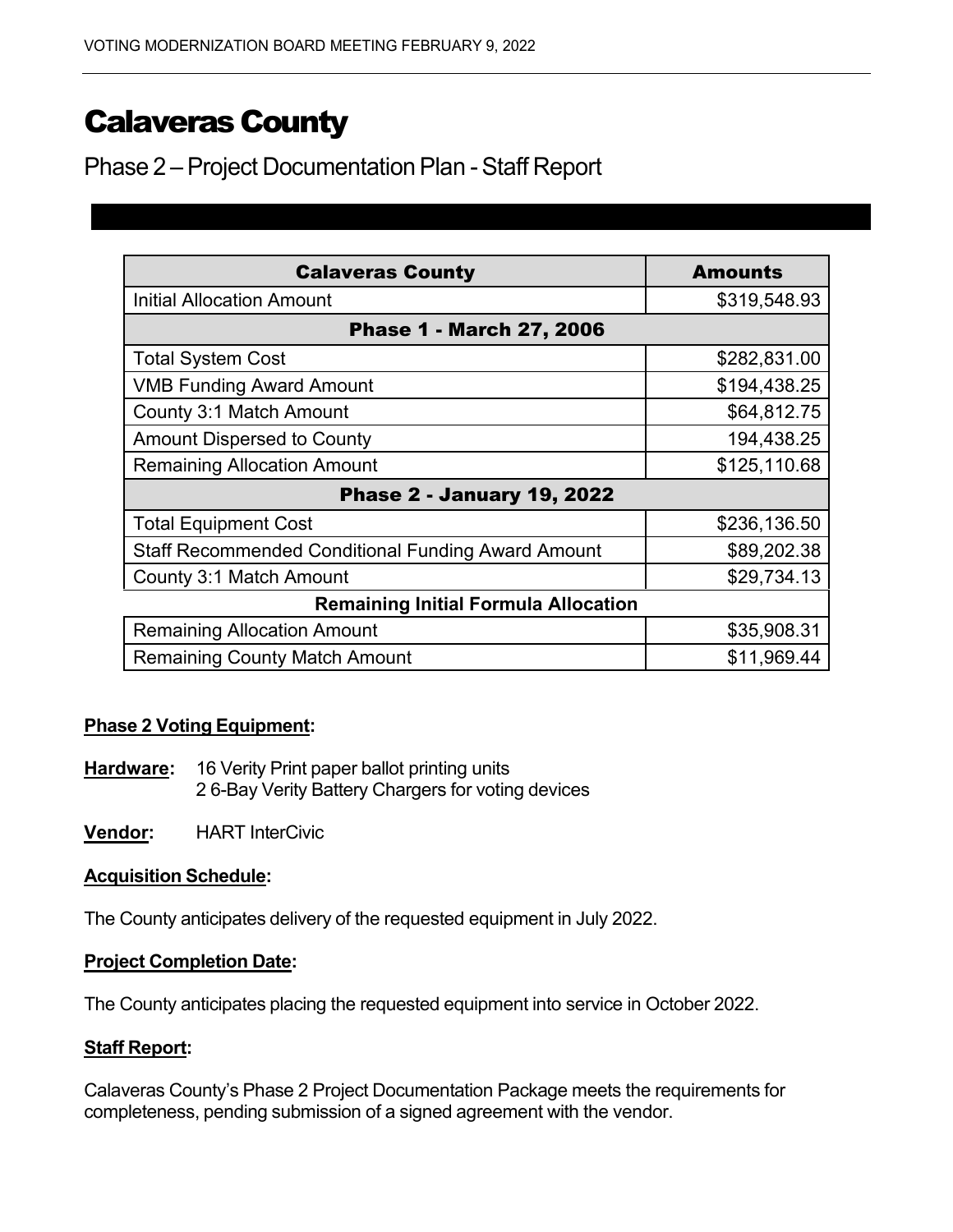# Calaveras County

Phase 2 – Project Documentation Plan - Staff Report

| Calaveras County | Amounts |
|---|---|
| Initial Allocation Amount | $319,548.93 |
| **Phase 1 - March 27, 2006** | |
| Total System Cost | $282,831.00 |
| VMB Funding Award Amount | $194,438.25 |
| County 3:1 Match Amount | $64,812.75 |
| Amount Dispersed to County | 194,438.25 |
| Remaining Allocation Amount | $125,110.68 |
| **Phase 2 - January 19, 2022** | |
| Total Equipment Cost | $236,136.50 |
| Staff Recommended Conditional Funding Award Amount | $89,202.38 |
| County 3:1 Match Amount | $29,734.13 |
| **Remaining Initial Formula Allocation** | |
| Remaining Allocation Amount | $35,908.31 |
| Remaining County Match Amount | $11,969.44 |

**Phase 2 Voting Equipment:**

**Hardware:** 16 Verity Print paper ballot printing units
2 6-Bay Verity Battery Chargers for voting devices

**Vendor:** HART InterCivic

**Acquisition Schedule:**

The County anticipates delivery of the requested equipment in July 2022.

**Project Completion Date:**

The County anticipates placing the requested equipment into service in October 2022.

**Staff Report:**

Calaveras County's Phase 2 Project Documentation Package meets the requirements for completeness, pending submission of a signed agreement with the vendor.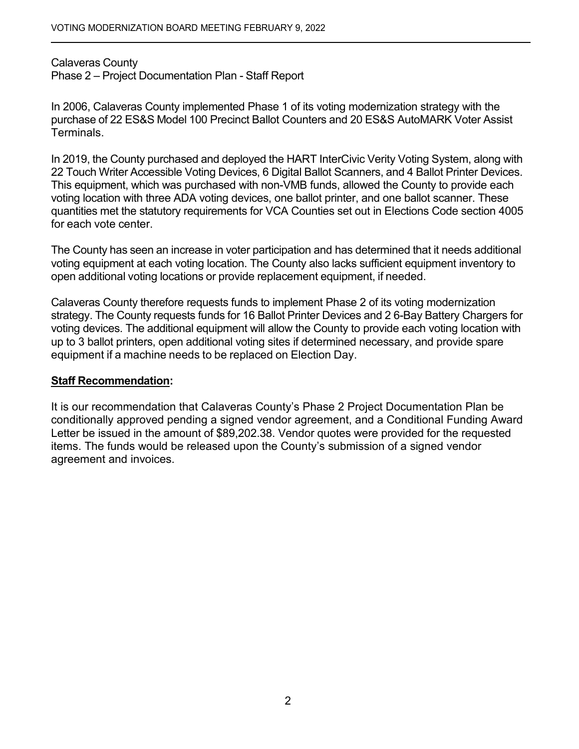Calaveras County
Phase 2 – Project Documentation Plan - Staff Report

In 2006, Calaveras County implemented Phase 1 of its voting modernization strategy with the purchase of 22 ES&S Model 100 Precinct Ballot Counters and 20 ES&S AutoMARK Voter Assist Terminals.

In 2019, the County purchased and deployed the HART InterCivic Verity Voting System, along with 22 Touch Writer Accessible Voting Devices, 6 Digital Ballot Scanners, and 4 Ballot Printer Devices. This equipment, which was purchased with non-VMB funds, allowed the County to provide each voting location with three ADA voting devices, one ballot printer, and one ballot scanner. These quantities met the statutory requirements for VCA Counties set out in Elections Code section 4005 for each vote center.

The County has seen an increase in voter participation and has determined that it needs additional voting equipment at each voting location. The County also lacks sufficient equipment inventory to open additional voting locations or provide replacement equipment, if needed.

Calaveras County therefore requests funds to implement Phase 2 of its voting modernization strategy. The County requests funds for 16 Ballot Printer Devices and 2 6-Bay Battery Chargers for voting devices. The additional equipment will allow the County to provide each voting location with up to 3 ballot printers, open additional voting sites if determined necessary, and provide spare equipment if a machine needs to be replaced on Election Day.

**<u>Staff Recommendation</u>:**

It is our recommendation that Calaveras County's Phase 2 Project Documentation Plan be conditionally approved pending a signed vendor agreement, and a Conditional Funding Award Letter be issued in the amount of $89,202.38. Vendor quotes were provided for the requested items. The funds would be released upon the County's submission of a signed vendor agreement and invoices.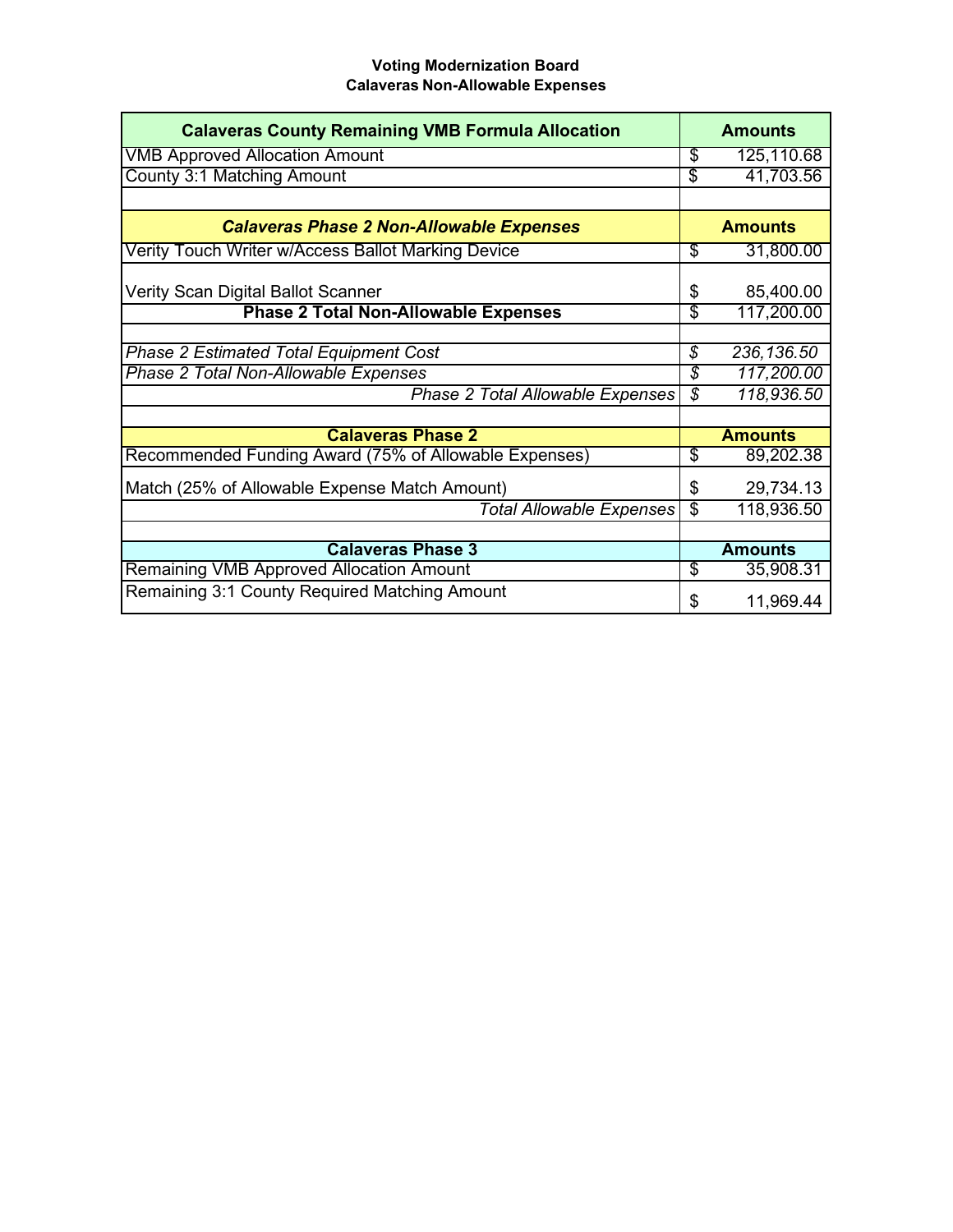**Voting Modernization Board**
**Calaveras Non-Allowable Expenses**

| **Calaveras County Remaining VMB Formula Allocation** | **Amounts** |
|---|---|
| VMB Approved Allocation Amount | $ 125,110.68 |
| County 3:1 Matching Amount | $ 41,703.56 |
| | |
| ***Calaveras Phase 2 Non-Allowable Expenses*** | **Amounts** |
| Verity Touch Writer w/Access Ballot Marking Device | $ 31,800.00 |
| Verity Scan Digital Ballot Scanner | $ 85,400.00 |
| **Phase 2 Total Non-Allowable Expenses** | $ 117,200.00 |
| | |
| *Phase 2 Estimated Total Equipment Cost* | *$ 236,136.50* |
| *Phase 2 Total Non-Allowable Expenses* | *$ 117,200.00* |
| *Phase 2 Total Allowable Expenses* | *$ 118,936.50* |
| | |
| **Calaveras Phase 2** | **Amounts** |
| Recommended Funding Award (75% of Allowable Expenses) | $ 89,202.38 |
| Match (25% of Allowable Expense Match Amount) | $ 29,734.13 |
| *Total Allowable Expenses* | $ 118,936.50 |
| | |
| **Calaveras Phase 3** | **Amounts** |
| Remaining VMB Approved Allocation Amount | $ 35,908.31 |
| Remaining 3:1 County Required Matching Amount | $ 11,969.44 |